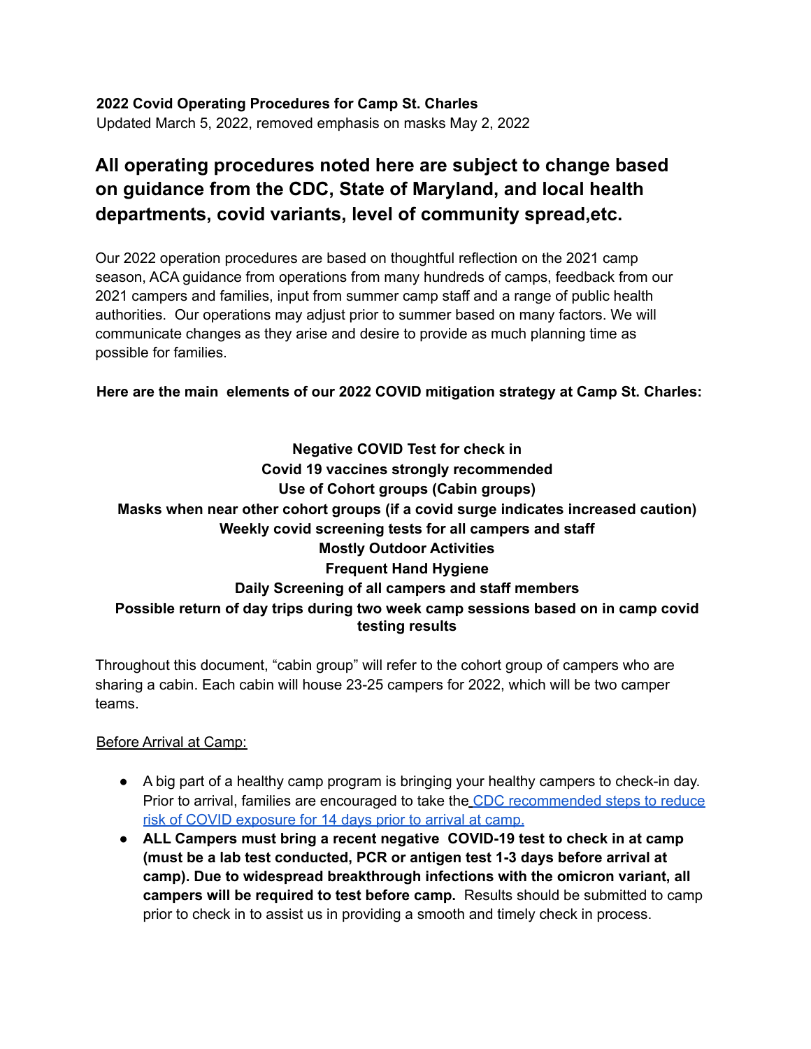**2022 Covid Operating Procedures for Camp St. Charles**
Updated March 5, 2022, removed emphasis on masks May 2, 2022

## All operating procedures noted here are subject to change based on guidance from the CDC, State of Maryland, and local health departments, covid variants, level of community spread,etc.

Our 2022 operation procedures are based on thoughtful reflection on the 2021 camp season, ACA guidance from operations from many hundreds of camps, feedback from our 2021 campers and families, input from summer camp staff and a range of public health authorities. Our operations may adjust prior to summer based on many factors. We will communicate changes as they arise and desire to provide as much planning time as possible for families.

**Here are the main elements of our 2022 COVID mitigation strategy at Camp St. Charles:**

**Negative COVID Test for check in**
**Covid 19 vaccines strongly recommended**
**Use of Cohort groups (Cabin groups)**
**Masks when near other cohort groups (if a covid surge indicates increased caution)**
**Weekly covid screening tests for all campers and staff**
**Mostly Outdoor Activities**
**Frequent Hand Hygiene**
**Daily Screening of all campers and staff members**
**Possible return of day trips during two week camp sessions based on in camp covid testing results**

Throughout this document, "cabin group" will refer to the cohort group of campers who are sharing a cabin. Each cabin will house 23-25 campers for 2022, which will be two camper teams.

Before Arrival at Camp:

- A big part of a healthy camp program is bringing your healthy campers to check-in day. Prior to arrival, families are encouraged to take the CDC recommended steps to reduce risk of COVID exposure for 14 days prior to arrival at camp.
- **ALL Campers must bring a recent negative COVID-19 test to check in at camp (must be a lab test conducted, PCR or antigen test 1-3 days before arrival at camp). Due to widespread breakthrough infections with the omicron variant, all campers will be required to test before camp.** Results should be submitted to camp prior to check in to assist us in providing a smooth and timely check in process.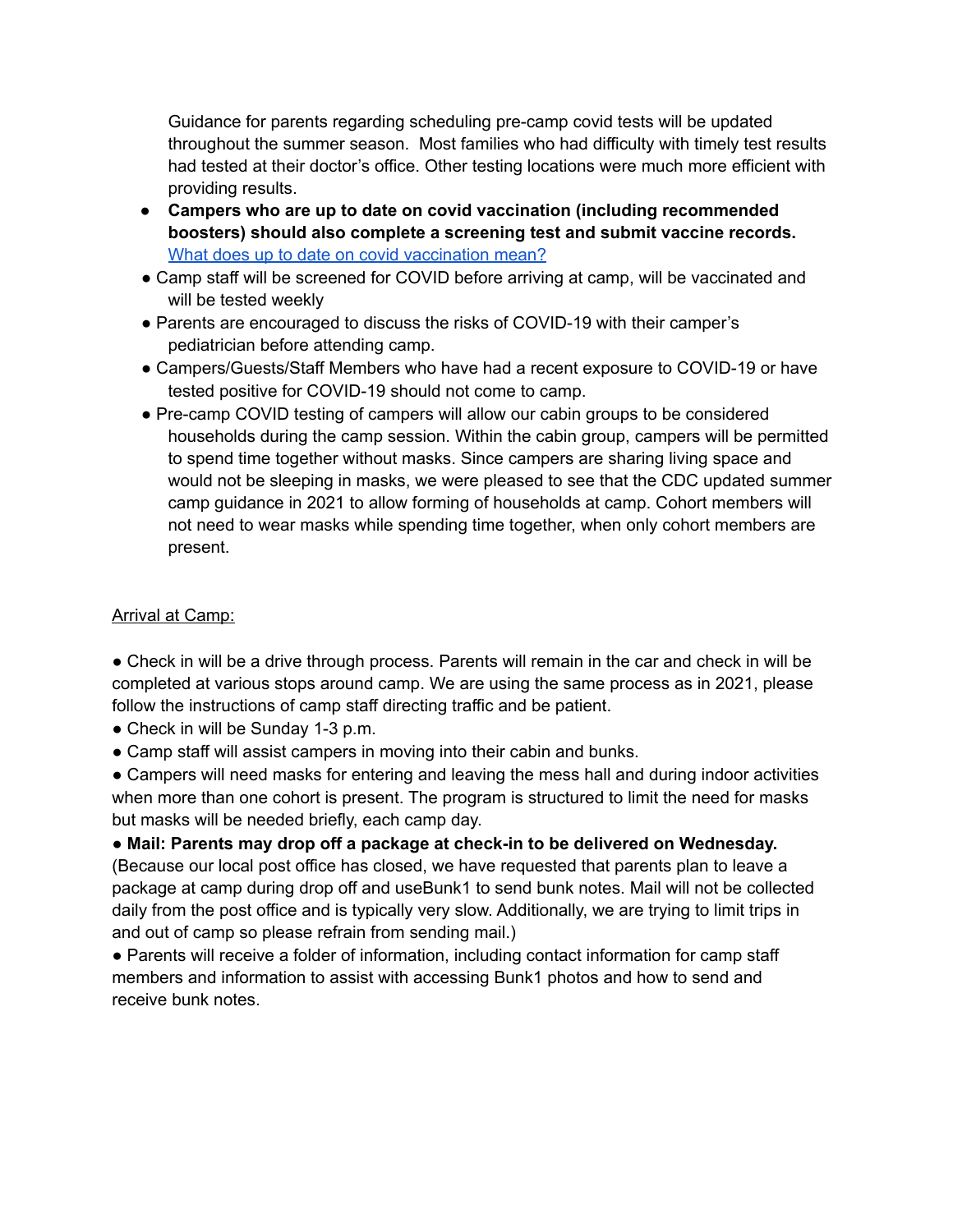Guidance for parents regarding scheduling pre-camp covid tests will be updated throughout the summer season. Most families who had difficulty with timely test results had tested at their doctor's office. Other testing locations were much more efficient with providing results.

- **Campers who are up to date on covid vaccination (including recommended boosters) should also complete a screening test and submit vaccine records.** [What does up to date on covid vaccination mean?]
- Camp staff will be screened for COVID before arriving at camp, will be vaccinated and will be tested weekly
- Parents are encouraged to discuss the risks of COVID-19 with their camper's pediatrician before attending camp.
- Campers/Guests/Staff Members who have had a recent exposure to COVID-19 or have tested positive for COVID-19 should not come to camp.
- Pre-camp COVID testing of campers will allow our cabin groups to be considered households during the camp session. Within the cabin group, campers will be permitted to spend time together without masks. Since campers are sharing living space and would not be sleeping in masks, we were pleased to see that the CDC updated summer camp guidance in 2021 to allow forming of households at camp. Cohort members will not need to wear masks while spending time together, when only cohort members are present.

Arrival at Camp:

- Check in will be a drive through process. Parents will remain in the car and check in will be completed at various stops around camp. We are using the same process as in 2021, please follow the instructions of camp staff directing traffic and be patient.
- Check in will be Sunday 1-3 p.m.
- Camp staff will assist campers in moving into their cabin and bunks.
- Campers will need masks for entering and leaving the mess hall and during indoor activities when more than one cohort is present. The program is structured to limit the need for masks but masks will be needed briefly, each camp day.
- **Mail: Parents may drop off a package at check-in to be delivered on Wednesday.** (Because our local post office has closed, we have requested that parents plan to leave a package at camp during drop off and useBunk1 to send bunk notes. Mail will not be collected daily from the post office and is typically very slow. Additionally, we are trying to limit trips in and out of camp so please refrain from sending mail.)
- Parents will receive a folder of information, including contact information for camp staff members and information to assist with accessing Bunk1 photos and how to send and receive bunk notes.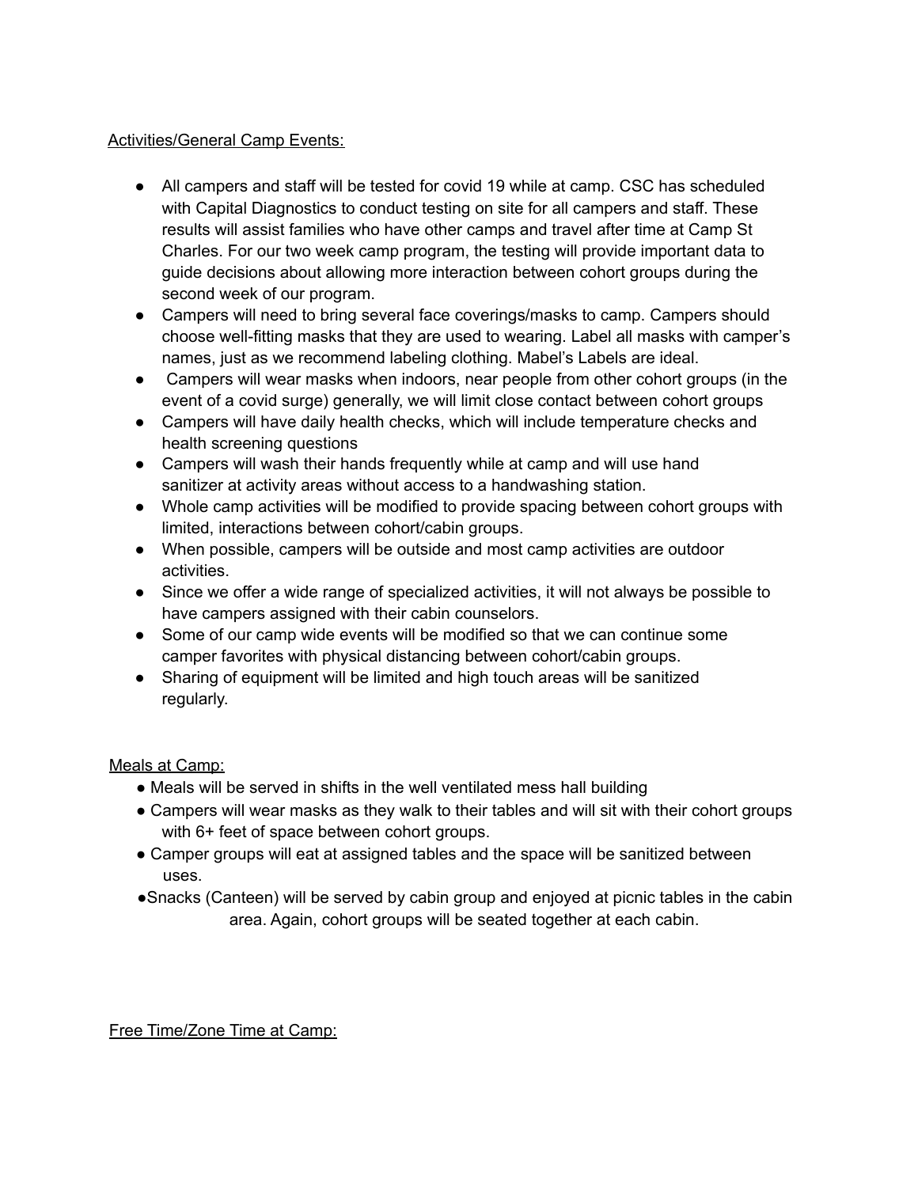Activities/General Camp Events:

- All campers and staff will be tested for covid 19 while at camp. CSC has scheduled with Capital Diagnostics to conduct testing on site for all campers and staff. These results will assist families who have other camps and travel after time at Camp St Charles. For our two week camp program, the testing will provide important data to guide decisions about allowing more interaction between cohort groups during the second week of our program.
- Campers will need to bring several face coverings/masks to camp. Campers should choose well-fitting masks that they are used to wearing. Label all masks with camper's names, just as we recommend labeling clothing. Mabel's Labels are ideal.
- Campers will wear masks when indoors, near people from other cohort groups (in the event of a covid surge) generally, we will limit close contact between cohort groups
- Campers will have daily health checks, which will include temperature checks and health screening questions
- Campers will wash their hands frequently while at camp and will use hand sanitizer at activity areas without access to a handwashing station.
- Whole camp activities will be modified to provide spacing between cohort groups with limited, interactions between cohort/cabin groups.
- When possible, campers will be outside and most camp activities are outdoor activities.
- Since we offer a wide range of specialized activities, it will not always be possible to have campers assigned with their cabin counselors.
- Some of our camp wide events will be modified so that we can continue some camper favorites with physical distancing between cohort/cabin groups.
- Sharing of equipment will be limited and high touch areas will be sanitized regularly.

Meals at Camp:

- Meals will be served in shifts in the well ventilated mess hall building
- Campers will wear masks as they walk to their tables and will sit with their cohort groups with 6+ feet of space between cohort groups.
- Camper groups will eat at assigned tables and the space will be sanitized between uses.
- Snacks (Canteen) will be served by cabin group and enjoyed at picnic tables in the cabin area. Again, cohort groups will be seated together at each cabin.

Free Time/Zone Time at Camp: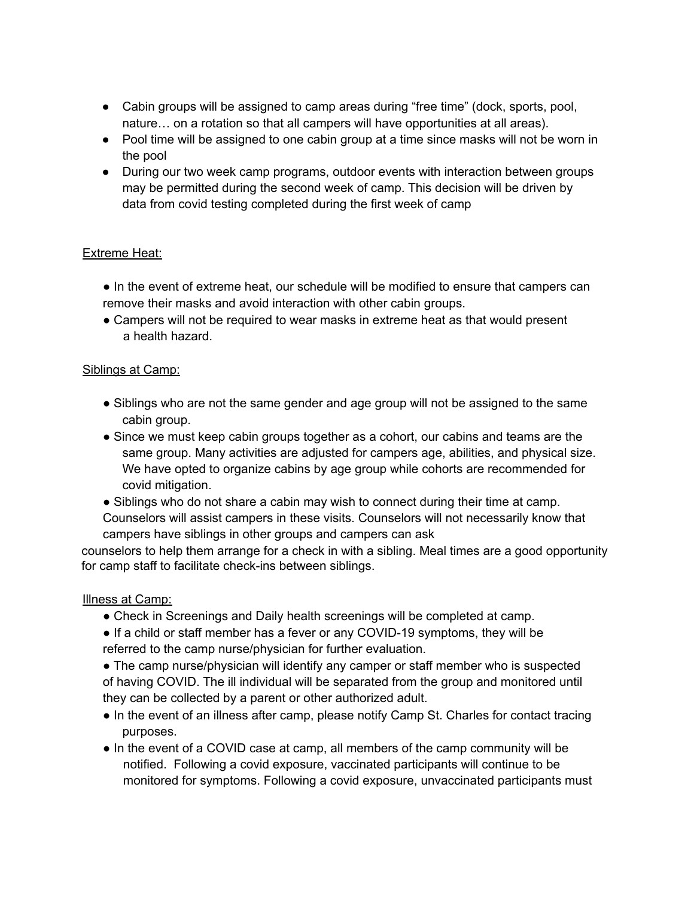- Cabin groups will be assigned to camp areas during "free time" (dock, sports, pool, nature… on a rotation so that all campers will have opportunities at all areas).
- Pool time will be assigned to one cabin group at a time since masks will not be worn in the pool
- During our two week camp programs, outdoor events with interaction between groups may be permitted during the second week of camp. This decision will be driven by data from covid testing completed during the first week of camp

Extreme Heat:

- In the event of extreme heat, our schedule will be modified to ensure that campers can remove their masks and avoid interaction with other cabin groups.
- Campers will not be required to wear masks in extreme heat as that would present a health hazard.

Siblings at Camp:

- Siblings who are not the same gender and age group will not be assigned to the same cabin group.
- Since we must keep cabin groups together as a cohort, our cabins and teams are the same group. Many activities are adjusted for campers age, abilities, and physical size. We have opted to organize cabins by age group while cohorts are recommended for covid mitigation.
- Siblings who do not share a cabin may wish to connect during their time at camp. Counselors will assist campers in these visits. Counselors will not necessarily know that campers have siblings in other groups and campers can ask counselors to help them arrange for a check in with a sibling. Meal times are a good opportunity for camp staff to facilitate check-ins between siblings.

Illness at Camp:

- Check in Screenings and Daily health screenings will be completed at camp.
- If a child or staff member has a fever or any COVID-19 symptoms, they will be referred to the camp nurse/physician for further evaluation.
- The camp nurse/physician will identify any camper or staff member who is suspected of having COVID. The ill individual will be separated from the group and monitored until they can be collected by a parent or other authorized adult.
- In the event of an illness after camp, please notify Camp St. Charles for contact tracing purposes.
- In the event of a COVID case at camp, all members of the camp community will be notified. Following a covid exposure, vaccinated participants will continue to be monitored for symptoms. Following a covid exposure, unvaccinated participants must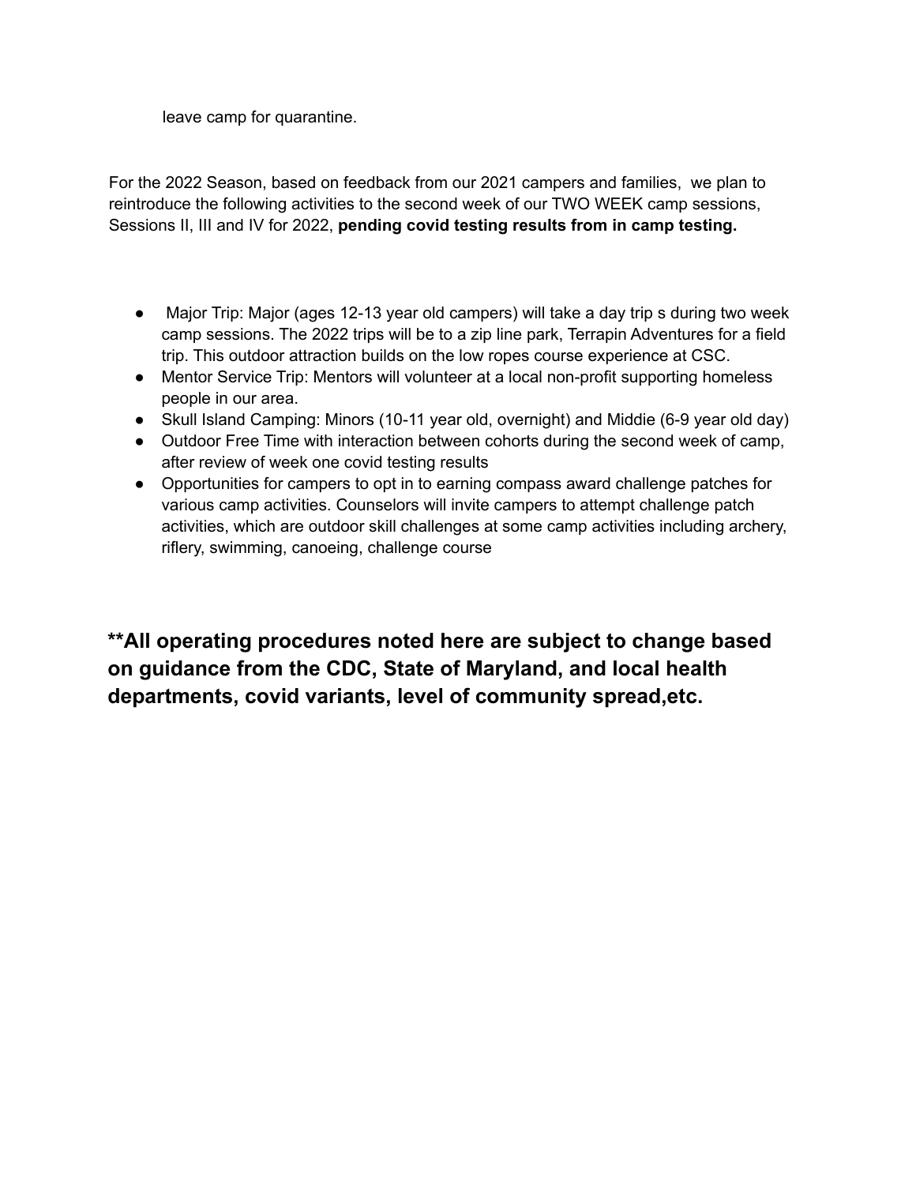leave camp for quarantine.

For the 2022 Season, based on feedback from our 2021 campers and families, we plan to reintroduce the following activities to the second week of our TWO WEEK camp sessions, Sessions II, III and IV for 2022, **pending covid testing results from in camp testing.**

- Major Trip: Major (ages 12-13 year old campers) will take a day trip s during two week camp sessions. The 2022 trips will be to a zip line park, Terrapin Adventures for a field trip. This outdoor attraction builds on the low ropes course experience at CSC.
- Mentor Service Trip: Mentors will volunteer at a local non-profit supporting homeless people in our area.
- Skull Island Camping: Minors (10-11 year old, overnight) and Middie (6-9 year old day)
- Outdoor Free Time with interaction between cohorts during the second week of camp, after review of week one covid testing results
- Opportunities for campers to opt in to earning compass award challenge patches for various camp activities. Counselors will invite campers to attempt challenge patch activities, which are outdoor skill challenges at some camp activities including archery, riflery, swimming, canoeing, challenge course

**\*\*All operating procedures noted here are subject to change based on guidance from the CDC, State of Maryland, and local health departments, covid variants, level of community spread,etc.**